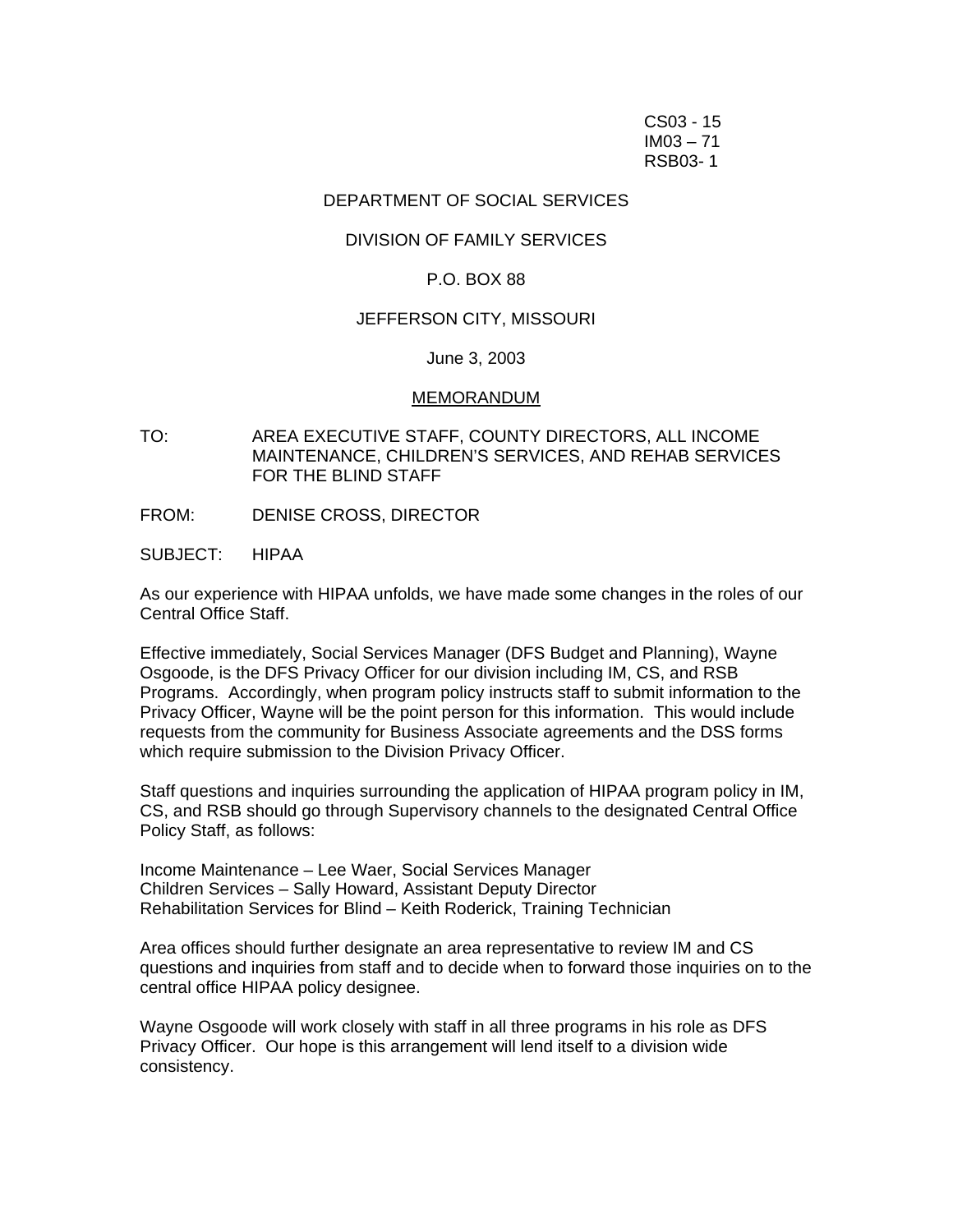CS03 - 15
IM03 – 71
RSB03- 1

DEPARTMENT OF SOCIAL SERVICES

DIVISION OF FAMILY SERVICES

P.O. BOX 88

JEFFERSON CITY, MISSOURI

June 3, 2003

MEMORANDUM

TO: AREA EXECUTIVE STAFF, COUNTY DIRECTORS, ALL INCOME MAINTENANCE, CHILDREN'S SERVICES, AND REHAB SERVICES FOR THE BLIND STAFF

FROM: DENISE CROSS, DIRECTOR

SUBJECT: HIPAA

As our experience with HIPAA unfolds, we have made some changes in the roles of our Central Office Staff.

Effective immediately, Social Services Manager (DFS Budget and Planning), Wayne Osgoode, is the DFS Privacy Officer for our division including IM, CS, and RSB Programs. Accordingly, when program policy instructs staff to submit information to the Privacy Officer, Wayne will be the point person for this information. This would include requests from the community for Business Associate agreements and the DSS forms which require submission to the Division Privacy Officer.

Staff questions and inquiries surrounding the application of HIPAA program policy in IM, CS, and RSB should go through Supervisory channels to the designated Central Office Policy Staff, as follows:

Income Maintenance – Lee Waer, Social Services Manager
Children Services – Sally Howard, Assistant Deputy Director
Rehabilitation Services for Blind – Keith Roderick, Training Technician

Area offices should further designate an area representative to review IM and CS questions and inquiries from staff and to decide when to forward those inquiries on to the central office HIPAA policy designee.

Wayne Osgoode will work closely with staff in all three programs in his role as DFS Privacy Officer. Our hope is this arrangement will lend itself to a division wide consistency.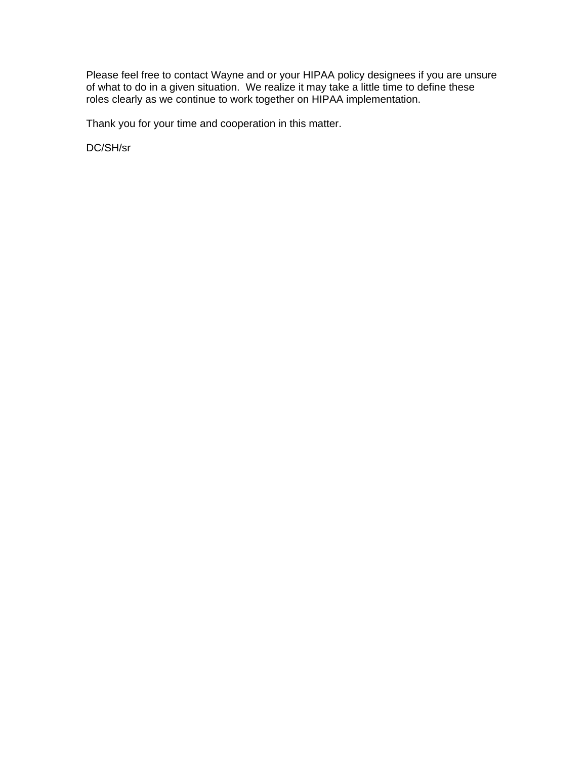Please feel free to contact Wayne and or your HIPAA policy designees if you are unsure of what to do in a given situation.  We realize it may take a little time to define these roles clearly as we continue to work together on HIPAA implementation.

Thank you for your time and cooperation in this matter.

DC/SH/sr